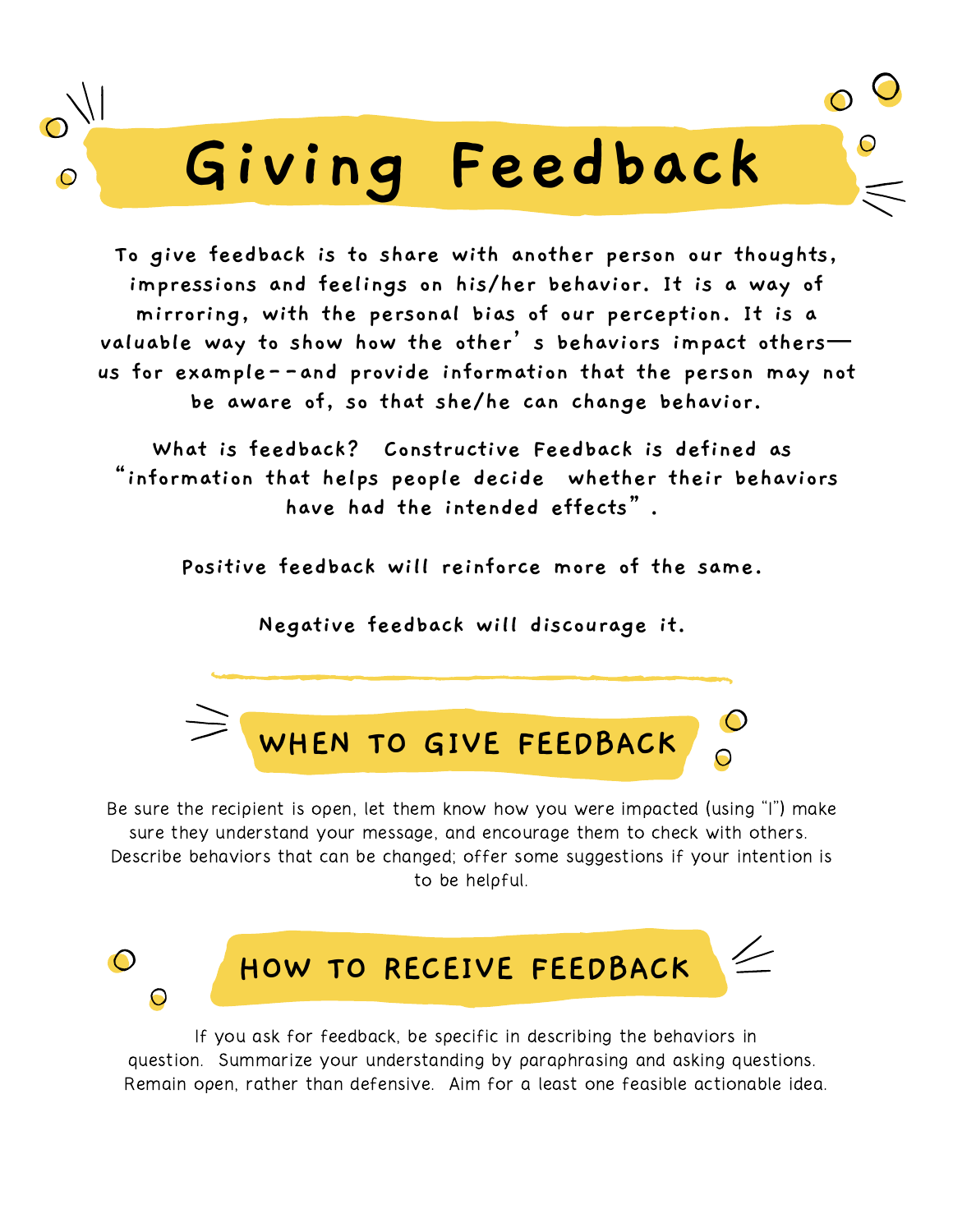# Giving Feedback

**To give feedback is to share with another person our thoughts, impressions and feelings on his/her behavior. It is a way of mirroring, with the personal bias of our perception. It is a valuable way to show how the other' s behaviors impact others— us for example--and provide information that the person may not be aware of, so that she/he can change behavior.**

**What is feedback? Constructive Feedback is defined as "information that helps people decide whether their behaviors have had the intended effects" .**

**Positive feedback will reinforce more of the same.**

**Negative feedback will discourage it.**

## WHEN TO GIVE FEEDBACK

Be sure the recipient is open, let them know how you were impacted (using "I") make sure they understand your message, and encourage them to check with others. Describe behaviors that can be changed; offer some suggestions if your intention is to be helpful.

## HOW TO RECEIVE FEEDBACK

If you ask for feedback, be specific in describing the behaviors in question. Summarize your understanding by paraphrasing and asking questions. Remain open, rather than defensive. Aim for a least one feasible actionable idea.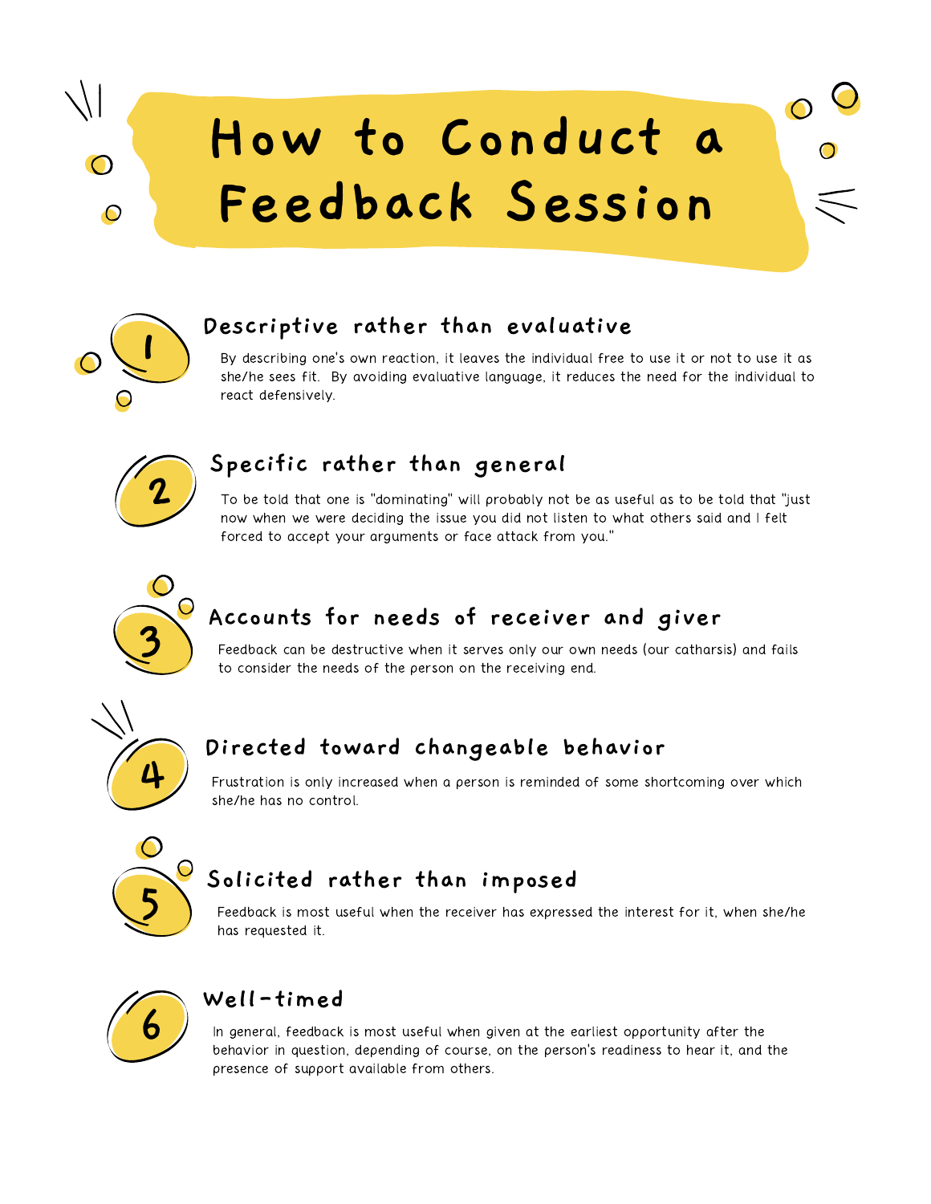# How to Conduct a Feedback Session

## 1. Descriptive rather than evaluative

By describing one's own reaction, it leaves the individual free to use it or not to use it as she/he sees fit. By avoiding evaluative language, it reduces the need for the individual to react defensively.

## 2. Specific rather than general

To be told that one is "dominating" will probably not be as useful as to be told that "just now when we were deciding the issue you did not listen to what others said and I felt forced to accept your arguments or face attack from you."

## 3. Accounts for needs of receiver and giver

Feedback can be destructive when it serves only our own needs (our catharsis) and fails to consider the needs of the person on the receiving end.

## 4. Directed toward changeable behavior

Frustration is only increased when a person is reminded of some shortcoming over which she/he has no control.

## 5. Solicited rather than imposed

Feedback is most useful when the receiver has expressed the interest for it, when she/he has requested it.

## 6. Well-timed

In general, feedback is most useful when given at the earliest opportunity after the behavior in question, depending of course, on the person's readiness to hear it, and the presence of support available from others.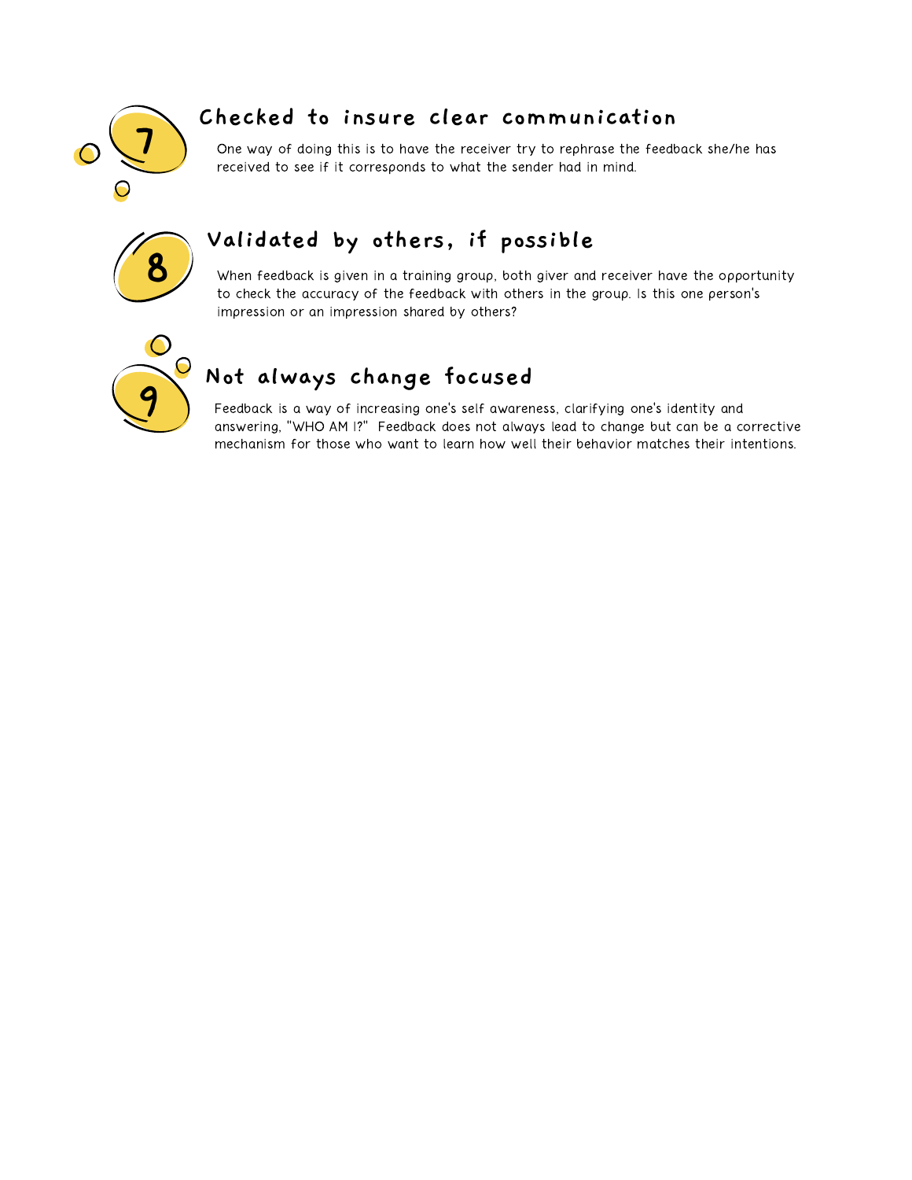## 7 Checked to insure clear communication

One way of doing this is to have the receiver try to rephrase the feedback she/he has received to see if it corresponds to what the sender had in mind.

## 8 Validated by others, if possible

When feedback is given in a training group, both giver and receiver have the opportunity to check the accuracy of the feedback with others in the group. Is this one person's impression or an impression shared by others?

## 9 Not always change focused

Feedback is a way of increasing one's self awareness, clarifying one's identity and answering, "WHO AM I?" Feedback does not always lead to change but can be a corrective mechanism for those who want to learn how well their behavior matches their intentions.